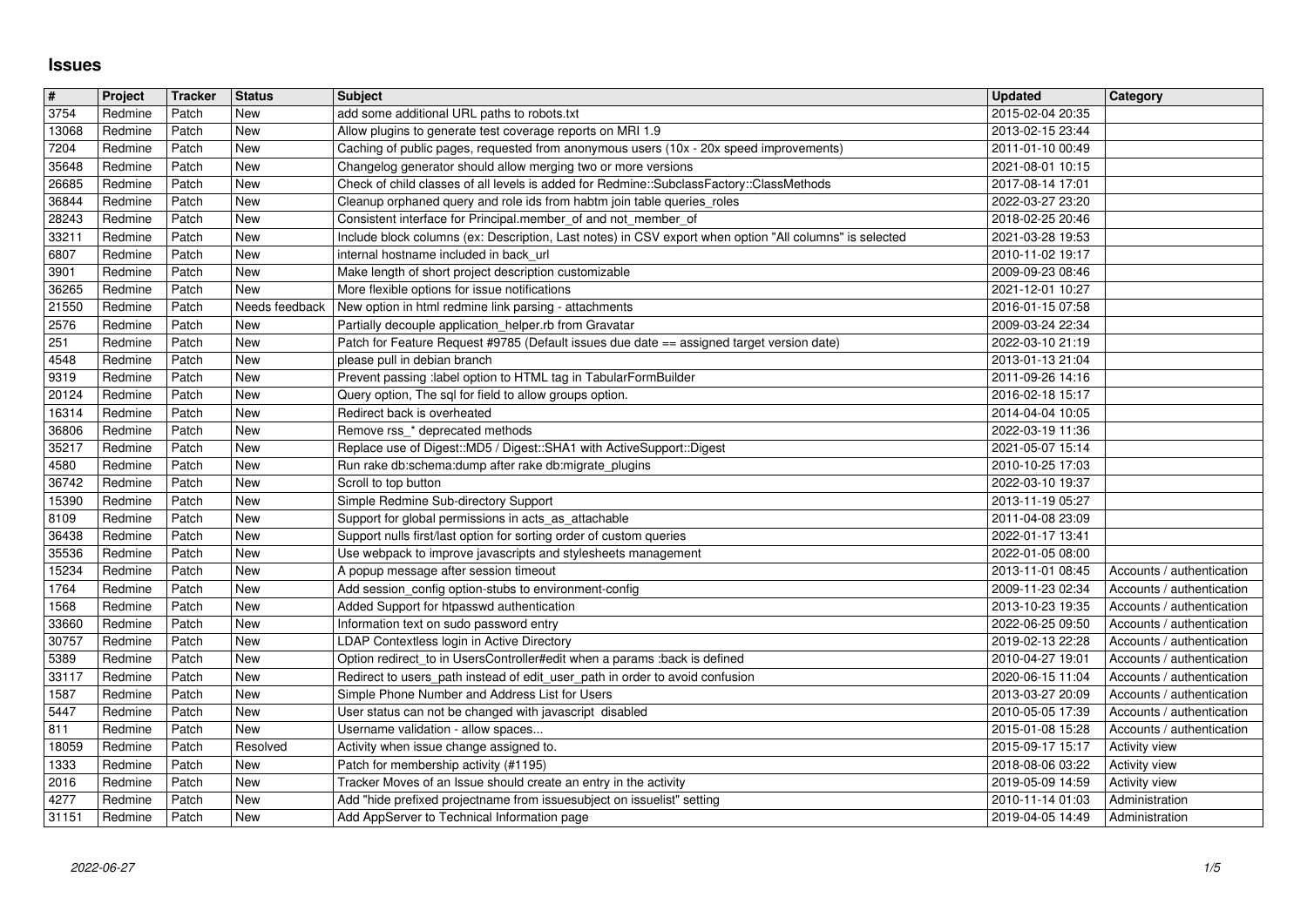# Issues

| # | Project | Tracker | Status | Subject | Updated | Category |
|---|---|---|---|---|---|---|
| 3754 | Redmine | Patch | New | add some additional URL paths to robots.txt | 2015-02-04 20:35 | |
| 13068 | Redmine | Patch | New | Allow plugins to generate test coverage reports on MRI 1.9 | 2013-02-15 23:44 | |
| 7204 | Redmine | Patch | New | Caching of public pages, requested from anonymous users (10x - 20x speed improvements) | 2011-01-10 00:49 | |
| 35648 | Redmine | Patch | New | Changelog generator should allow merging two or more versions | 2021-08-01 10:15 | |
| 26685 | Redmine | Patch | New | Check of child classes of all levels is added for Redmine::SubclassFactory::ClassMethods | 2017-08-14 17:01 | |
| 36844 | Redmine | Patch | New | Cleanup orphaned query and role ids from habtm join table queries_roles | 2022-03-27 23:20 | |
| 28243 | Redmine | Patch | New | Consistent interface for Principal.member_of and not_member_of | 2018-02-25 20:46 | |
| 33211 | Redmine | Patch | New | Include block columns (ex: Description, Last notes) in CSV export when option "All columns" is selected | 2021-03-28 19:53 | |
| 6807 | Redmine | Patch | New | internal hostname included in back_url | 2010-11-02 19:17 | |
| 3901 | Redmine | Patch | New | Make length of short project description customizable | 2009-09-23 08:46 | |
| 36265 | Redmine | Patch | New | More flexible options for issue notifications | 2021-12-01 10:27 | |
| 21550 | Redmine | Patch | Needs feedback | New option in html redmine link parsing - attachments | 2016-01-15 07:58 | |
| 2576 | Redmine | Patch | New | Partially decouple application_helper.rb from Gravatar | 2009-03-24 22:34 | |
| 251 | Redmine | Patch | New | Patch for Feature Request #9785 (Default issues due date == assigned target version date) | 2022-03-10 21:19 | |
| 4548 | Redmine | Patch | New | please pull in debian branch | 2013-01-13 21:04 | |
| 9319 | Redmine | Patch | New | Prevent passing :label option to HTML tag in TabularFormBuilder | 2011-09-26 14:16 | |
| 20124 | Redmine | Patch | New | Query option, The sql for field to allow groups option. | 2016-02-18 15:17 | |
| 16314 | Redmine | Patch | New | Redirect back is overheated | 2014-04-04 10:05 | |
| 36806 | Redmine | Patch | New | Remove rss_* deprecated methods | 2022-03-19 11:36 | |
| 35217 | Redmine | Patch | New | Replace use of Digest::MD5 / Digest::SHA1 with ActiveSupport::Digest | 2021-05-07 15:14 | |
| 4580 | Redmine | Patch | New | Run rake db:schema:dump after rake db:migrate_plugins | 2010-10-25 17:03 | |
| 36742 | Redmine | Patch | New | Scroll to top button | 2022-03-10 19:37 | |
| 15390 | Redmine | Patch | New | Simple Redmine Sub-directory Support | 2013-11-19 05:27 | |
| 8109 | Redmine | Patch | New | Support for global permissions in acts_as_attachable | 2011-04-08 23:09 | |
| 36438 | Redmine | Patch | New | Support nulls first/last option for sorting order of custom queries | 2022-01-17 13:41 | |
| 35536 | Redmine | Patch | New | Use webpack to improve javascripts and stylesheets management | 2022-01-05 08:00 | |
| 15234 | Redmine | Patch | New | A popup message after session timeout | 2013-11-01 08:45 | Accounts / authentication |
| 1764 | Redmine | Patch | New | Add session_config option-stubs to environment-config | 2009-11-23 02:34 | Accounts / authentication |
| 1568 | Redmine | Patch | New | Added Support for htpasswd authentication | 2013-10-23 19:35 | Accounts / authentication |
| 33660 | Redmine | Patch | New | Information text on sudo password entry | 2022-06-25 09:50 | Accounts / authentication |
| 30757 | Redmine | Patch | New | LDAP Contextless login in Active Directory | 2019-02-13 22:28 | Accounts / authentication |
| 5389 | Redmine | Patch | New | Option redirect_to in UsersController#edit when a params :back is defined | 2010-04-27 19:01 | Accounts / authentication |
| 33117 | Redmine | Patch | New | Redirect to users_path instead of edit_user_path in order to avoid confusion | 2020-06-15 11:04 | Accounts / authentication |
| 1587 | Redmine | Patch | New | Simple Phone Number and Address List for Users | 2013-03-27 20:09 | Accounts / authentication |
| 5447 | Redmine | Patch | New | User status can not be changed with javascript disabled | 2010-05-05 17:39 | Accounts / authentication |
| 811 | Redmine | Patch | New | Username validation - allow spaces... | 2015-01-08 15:28 | Accounts / authentication |
| 18059 | Redmine | Patch | Resolved | Activity when issue change assigned to. | 2015-09-17 15:17 | Activity view |
| 1333 | Redmine | Patch | New | Patch for membership activity (#1195) | 2018-08-06 03:22 | Activity view |
| 2016 | Redmine | Patch | New | Tracker Moves of an Issue should create an entry in the activity | 2019-05-09 14:59 | Activity view |
| 4277 | Redmine | Patch | New | Add "hide prefixed projectname from issuesubject on issuelist" setting | 2010-11-14 01:03 | Administration |
| 31151 | Redmine | Patch | New | Add AppServer to Technical Information page | 2019-04-05 14:49 | Administration |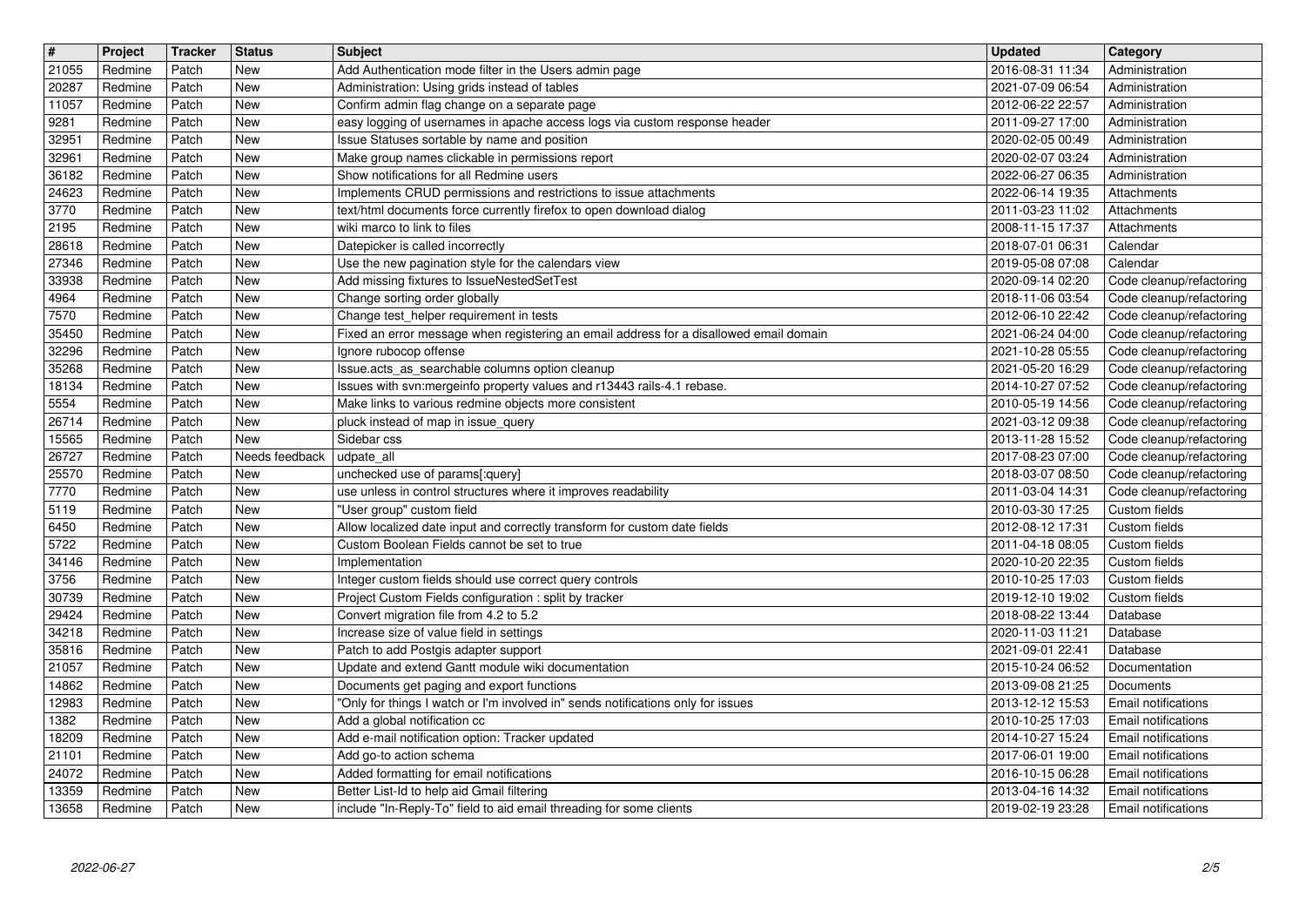| # | Project | Tracker | Status | Subject | Updated | Category |
| --- | --- | --- | --- | --- | --- | --- |
| 21055 | Redmine | Patch | New | Add Authentication mode filter in the Users admin page | 2016-08-31 11:34 | Administration |
| 20287 | Redmine | Patch | New | Administration: Using grids instead of tables | 2021-07-09 06:54 | Administration |
| 11057 | Redmine | Patch | New | Confirm admin flag change on a separate page | 2012-06-22 22:57 | Administration |
| 9281 | Redmine | Patch | New | easy logging of usernames in apache access logs via custom response header | 2011-09-27 17:00 | Administration |
| 32951 | Redmine | Patch | New | Issue Statuses sortable by name and position | 2020-02-05 00:49 | Administration |
| 32961 | Redmine | Patch | New | Make group names clickable in permissions report | 2020-02-07 03:24 | Administration |
| 36182 | Redmine | Patch | New | Show notifications for all Redmine users | 2022-06-27 06:35 | Administration |
| 24623 | Redmine | Patch | New | Implements CRUD permissions and restrictions to issue attachments | 2022-06-14 19:35 | Attachments |
| 3770 | Redmine | Patch | New | text/html documents force currently firefox to open download dialog | 2011-03-23 11:02 | Attachments |
| 2195 | Redmine | Patch | New | wiki marco to link to files | 2008-11-15 17:37 | Attachments |
| 28618 | Redmine | Patch | New | Datepicker is called incorrectly | 2018-07-01 06:31 | Calendar |
| 27346 | Redmine | Patch | New | Use the new pagination style for the calendars view | 2019-05-08 07:08 | Calendar |
| 33938 | Redmine | Patch | New | Add missing fixtures to IssueNestedSetTest | 2020-09-14 02:20 | Code cleanup/refactoring |
| 4964 | Redmine | Patch | New | Change sorting order globally | 2018-11-06 03:54 | Code cleanup/refactoring |
| 7570 | Redmine | Patch | New | Change test_helper requirement in tests | 2012-06-10 22:42 | Code cleanup/refactoring |
| 35450 | Redmine | Patch | New | Fixed an error message when registering an email address for a disallowed email domain | 2021-06-24 04:00 | Code cleanup/refactoring |
| 32296 | Redmine | Patch | New | Ignore rubocop offense | 2021-10-28 05:55 | Code cleanup/refactoring |
| 35268 | Redmine | Patch | New | Issue.acts_as_searchable columns option cleanup | 2021-05-20 16:29 | Code cleanup/refactoring |
| 18134 | Redmine | Patch | New | Issues with svn:mergeinfo property values and r13443 rails-4.1 rebase. | 2014-10-27 07:52 | Code cleanup/refactoring |
| 5554 | Redmine | Patch | New | Make links to various redmine objects more consistent | 2010-05-19 14:56 | Code cleanup/refactoring |
| 26714 | Redmine | Patch | New | pluck instead of map in issue_query | 2021-03-12 09:38 | Code cleanup/refactoring |
| 15565 | Redmine | Patch | New | Sidebar css | 2013-11-28 15:52 | Code cleanup/refactoring |
| 26727 | Redmine | Patch | Needs feedback | udpate_all | 2017-08-23 07:00 | Code cleanup/refactoring |
| 25570 | Redmine | Patch | New | unchecked use of params[:query] | 2018-03-07 08:50 | Code cleanup/refactoring |
| 7770 | Redmine | Patch | New | use unless in control structures where it improves readability | 2011-03-04 14:31 | Code cleanup/refactoring |
| 5119 | Redmine | Patch | New | "User group" custom field | 2010-03-30 17:25 | Custom fields |
| 6450 | Redmine | Patch | New | Allow localized date input and correctly transform for custom date fields | 2012-08-12 17:31 | Custom fields |
| 5722 | Redmine | Patch | New | Custom Boolean Fields cannot be set to true | 2011-04-18 08:05 | Custom fields |
| 34146 | Redmine | Patch | New | Implementation | 2020-10-20 22:35 | Custom fields |
| 3756 | Redmine | Patch | New | Integer custom fields should use correct query controls | 2010-10-25 17:03 | Custom fields |
| 30739 | Redmine | Patch | New | Project Custom Fields configuration : split by tracker | 2019-12-10 19:02 | Custom fields |
| 29424 | Redmine | Patch | New | Convert migration file from 4.2 to 5.2 | 2018-08-22 13:44 | Database |
| 34218 | Redmine | Patch | New | Increase size of value field in settings | 2020-11-03 11:21 | Database |
| 35816 | Redmine | Patch | New | Patch to add Postgis adapter support | 2021-09-01 22:41 | Database |
| 21057 | Redmine | Patch | New | Update and extend Gantt module wiki documentation | 2015-10-24 06:52 | Documentation |
| 14862 | Redmine | Patch | New | Documents get paging and export functions | 2013-09-08 21:25 | Documents |
| 12983 | Redmine | Patch | New | "Only for things I watch or I'm involved in" sends notifications only for issues | 2013-12-12 15:53 | Email notifications |
| 1382 | Redmine | Patch | New | Add a global notification cc | 2010-10-25 17:03 | Email notifications |
| 18209 | Redmine | Patch | New | Add e-mail notification option: Tracker updated | 2014-10-27 15:24 | Email notifications |
| 21101 | Redmine | Patch | New | Add go-to action schema | 2017-06-01 19:00 | Email notifications |
| 24072 | Redmine | Patch | New | Added formatting for email notifications | 2016-10-15 06:28 | Email notifications |
| 13359 | Redmine | Patch | New | Better List-Id to help aid Gmail filtering | 2013-04-16 14:32 | Email notifications |
| 13658 | Redmine | Patch | New | include "In-Reply-To" field to aid email threading for some clients | 2019-02-19 23:28 | Email notifications |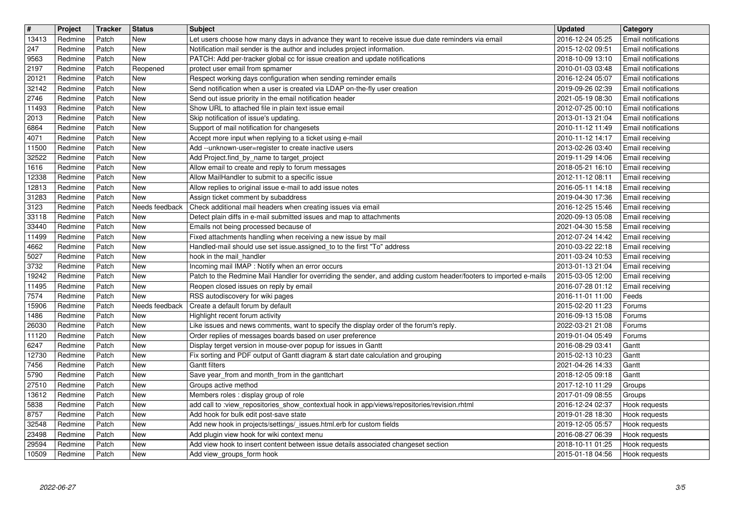| # | Project | Tracker | Status | Subject | Updated | Category |
|---|---|---|---|---|---|---|
| 13413 | Redmine | Patch | New | Let users choose how many days in advance they want to receive issue due date reminders via email | 2016-12-24 05:25 | Email notifications |
| 247 | Redmine | Patch | New | Notification mail sender is the author and includes project information. | 2015-12-02 09:51 | Email notifications |
| 9563 | Redmine | Patch | New | PATCH: Add per-tracker global cc for issue creation and update notifications | 2018-10-09 13:10 | Email notifications |
| 2197 | Redmine | Patch | Reopened | protect user email from spmamer | 2010-01-03 03:48 | Email notifications |
| 20121 | Redmine | Patch | New | Respect working days configuration when sending reminder emails | 2016-12-24 05:07 | Email notifications |
| 32142 | Redmine | Patch | New | Send notification when a user is created via LDAP on-the-fly user creation | 2019-09-26 02:39 | Email notifications |
| 2746 | Redmine | Patch | New | Send out issue priority in the email notification header | 2021-05-19 08:30 | Email notifications |
| 11493 | Redmine | Patch | New | Show URL to attached file in plain text issue email | 2012-07-25 00:10 | Email notifications |
| 2013 | Redmine | Patch | New | Skip notification of issue's updating. | 2013-01-13 21:04 | Email notifications |
| 6864 | Redmine | Patch | New | Support of mail notification for changesets | 2010-11-12 11:49 | Email notifications |
| 4071 | Redmine | Patch | New | Accept more input when replying to a ticket using e-mail | 2010-11-12 14:17 | Email receiving |
| 11500 | Redmine | Patch | New | Add --unknown-user=register to create inactive users | 2013-02-26 03:40 | Email receiving |
| 32522 | Redmine | Patch | New | Add Project.find_by_name to target_project | 2019-11-29 14:06 | Email receiving |
| 1616 | Redmine | Patch | New | Allow email to create and reply to forum messages | 2018-05-21 16:10 | Email receiving |
| 12338 | Redmine | Patch | New | Allow MailHandler to submit to a specific issue | 2012-11-12 08:11 | Email receiving |
| 12813 | Redmine | Patch | New | Allow replies to original issue e-mail to add issue notes | 2016-05-11 14:18 | Email receiving |
| 31283 | Redmine | Patch | New | Assign ticket comment by subaddress | 2019-04-30 17:36 | Email receiving |
| 3123 | Redmine | Patch | Needs feedback | Check additional mail headers when creating issues via email | 2016-12-25 15:46 | Email receiving |
| 33118 | Redmine | Patch | New | Detect plain diffs in e-mail submitted issues and map to attachments | 2020-09-13 05:08 | Email receiving |
| 33440 | Redmine | Patch | New | Emails not being processed because of | 2021-04-30 15:58 | Email receiving |
| 11499 | Redmine | Patch | New | Fixed attachments handling when receiving a new issue by mail | 2012-07-24 14:42 | Email receiving |
| 4662 | Redmine | Patch | New | Handled-mail should use set issue.assigned_to to the first "To" address | 2010-03-22 22:18 | Email receiving |
| 5027 | Redmine | Patch | New | hook in the mail_handler | 2011-03-24 10:53 | Email receiving |
| 3732 | Redmine | Patch | New | Incoming mail IMAP : Notify when an error occurs | 2013-01-13 21:04 | Email receiving |
| 19242 | Redmine | Patch | New | Patch to the Redmine Mail Handler for overriding the sender, and adding custom header/footers to imported e-mails | 2015-03-05 12:00 | Email receiving |
| 11495 | Redmine | Patch | New | Reopen closed issues on reply by email | 2016-07-28 01:12 | Email receiving |
| 7574 | Redmine | Patch | New | RSS autodiscovery for wiki pages | 2016-11-01 11:00 | Feeds |
| 15906 | Redmine | Patch | Needs feedback | Create a default forum by default | 2015-02-20 11:23 | Forums |
| 1486 | Redmine | Patch | New | Highlight recent forum activity | 2016-09-13 15:08 | Forums |
| 26030 | Redmine | Patch | New | Like issues and news comments, want to specify the display order of the forum's reply. | 2022-03-21 21:08 | Forums |
| 11120 | Redmine | Patch | New | Order replies of messages boards based on user preference | 2019-01-04 05:49 | Forums |
| 6247 | Redmine | Patch | New | Display terget version in mouse-over popup for issues in Gantt | 2016-08-29 03:41 | Gantt |
| 12730 | Redmine | Patch | New | Fix sorting and PDF output of Gantt diagram & start date calculation and grouping | 2015-02-13 10:23 | Gantt |
| 7456 | Redmine | Patch | New | Gantt filters | 2021-04-26 14:33 | Gantt |
| 5790 | Redmine | Patch | New | Save year_from and month_from in the ganttchart | 2018-12-05 09:18 | Gantt |
| 27510 | Redmine | Patch | New | Groups active method | 2017-12-10 11:29 | Groups |
| 13612 | Redmine | Patch | New | Members roles : display group of role | 2017-01-09 08:55 | Groups |
| 5838 | Redmine | Patch | New | add call to :view_repositories_show_contextual hook in app/views/repositories/revision.rhtml | 2016-12-24 02:37 | Hook requests |
| 8757 | Redmine | Patch | New | Add hook for bulk edit post-save state | 2019-01-28 18:30 | Hook requests |
| 32548 | Redmine | Patch | New | Add new hook in projects/settings/_issues.html.erb for custom fields | 2019-12-05 05:57 | Hook requests |
| 23498 | Redmine | Patch | New | Add plugin view hook for wiki context menu | 2016-08-27 06:39 | Hook requests |
| 29594 | Redmine | Patch | New | Add view hook to insert content between issue details associated changeset section | 2018-10-11 01:25 | Hook requests |
| 10509 | Redmine | Patch | New | Add view_groups_form hook | 2015-01-18 04:56 | Hook requests |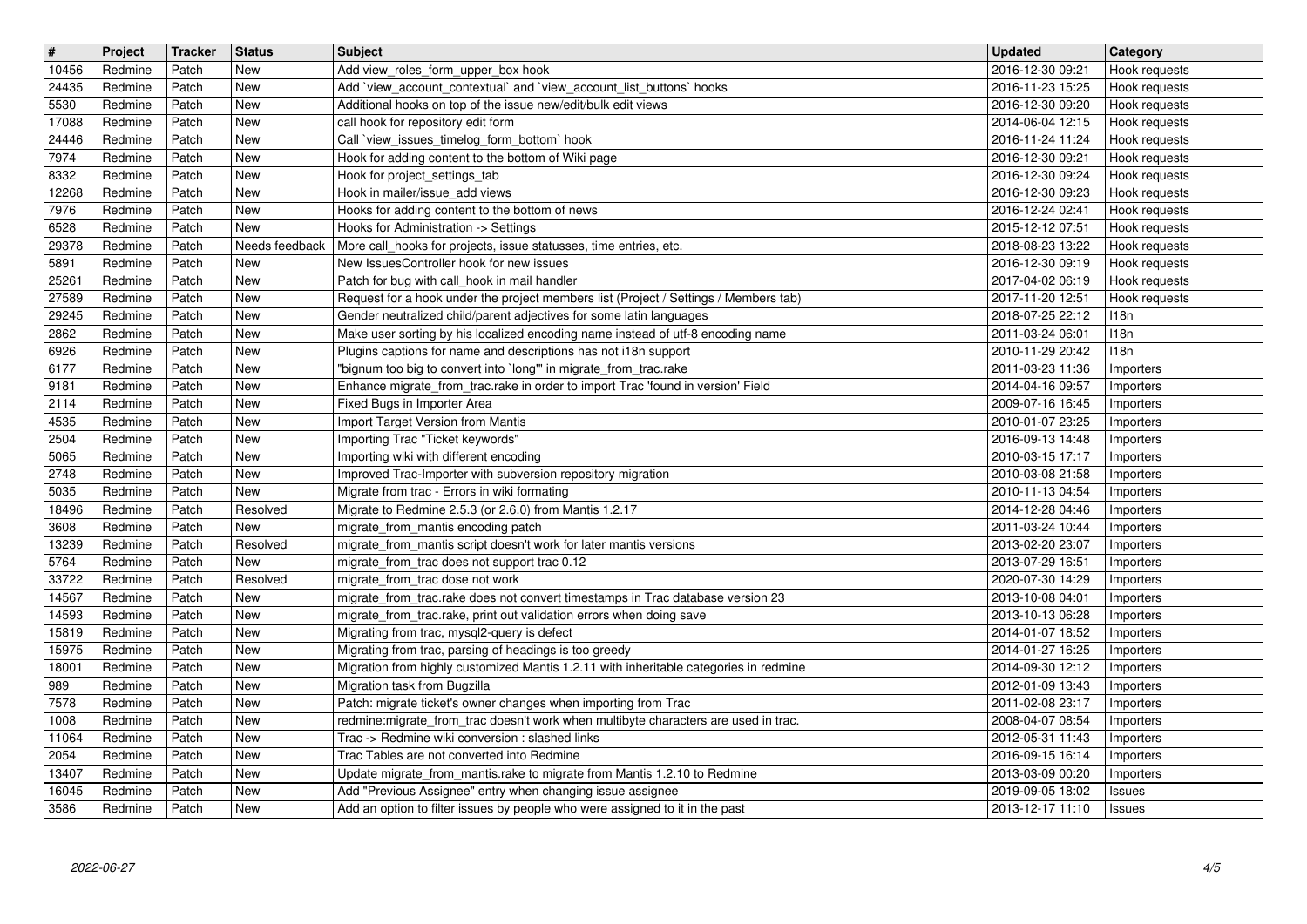| # | Project | Tracker | Status | Subject | Updated | Category |
|---|---|---|---|---|---|---|
| 10456 | Redmine | Patch | New | Add view_roles_form_upper_box hook | 2016-12-30 09:21 | Hook requests |
| 24435 | Redmine | Patch | New | Add `view_account_contextual` and `view_account_list_buttons` hooks | 2016-11-23 15:25 | Hook requests |
| 5530 | Redmine | Patch | New | Additional hooks on top of the issue new/edit/bulk edit views | 2016-12-30 09:20 | Hook requests |
| 17088 | Redmine | Patch | New | call hook for repository edit form | 2014-06-04 12:15 | Hook requests |
| 24446 | Redmine | Patch | New | Call `view_issues_timelog_form_bottom` hook | 2016-11-24 11:24 | Hook requests |
| 7974 | Redmine | Patch | New | Hook for adding content to the bottom of Wiki page | 2016-12-30 09:21 | Hook requests |
| 8332 | Redmine | Patch | New | Hook for project_settings_tab | 2016-12-30 09:24 | Hook requests |
| 12268 | Redmine | Patch | New | Hook in mailer/issue_add views | 2016-12-30 09:23 | Hook requests |
| 7976 | Redmine | Patch | New | Hooks for adding content to the bottom of news | 2016-12-24 02:41 | Hook requests |
| 6528 | Redmine | Patch | New | Hooks for Administration -> Settings | 2015-12-12 07:51 | Hook requests |
| 29378 | Redmine | Patch | Needs feedback | More call_hooks for projects, issue statusses, time entries, etc. | 2018-08-23 13:22 | Hook requests |
| 5891 | Redmine | Patch | New | New IssuesController hook for new issues | 2016-12-30 09:19 | Hook requests |
| 25261 | Redmine | Patch | New | Patch for bug with call_hook in mail handler | 2017-04-02 06:19 | Hook requests |
| 27589 | Redmine | Patch | New | Request for a hook under the project members list (Project / Settings / Members tab) | 2017-11-20 12:51 | Hook requests |
| 29245 | Redmine | Patch | New | Gender neutralized child/parent adjectives for some latin languages | 2018-07-25 22:12 | I18n |
| 2862 | Redmine | Patch | New | Make user sorting by his localized encoding name instead of utf-8 encoding name | 2011-03-24 06:01 | I18n |
| 6926 | Redmine | Patch | New | Plugins captions for name and descriptions has not i18n support | 2010-11-29 20:42 | I18n |
| 6177 | Redmine | Patch | New | "bignum too big to convert into `long'" in migrate_from_trac.rake | 2011-03-23 11:36 | Importers |
| 9181 | Redmine | Patch | New | Enhance migrate_from_trac.rake in order to import Trac 'found in version' Field | 2014-04-16 09:57 | Importers |
| 2114 | Redmine | Patch | New | Fixed Bugs in Importer Area | 2009-07-16 16:45 | Importers |
| 4535 | Redmine | Patch | New | Import Target Version from Mantis | 2010-01-07 23:25 | Importers |
| 2504 | Redmine | Patch | New | Importing Trac "Ticket keywords" | 2016-09-13 14:48 | Importers |
| 5065 | Redmine | Patch | New | Importing wiki with different encoding | 2010-03-15 17:17 | Importers |
| 2748 | Redmine | Patch | New | Improved Trac-Importer with subversion repository migration | 2010-03-08 21:58 | Importers |
| 5035 | Redmine | Patch | New | Migrate from trac - Errors in wiki formating | 2010-11-13 04:54 | Importers |
| 18496 | Redmine | Patch | Resolved | Migrate to Redmine 2.5.3 (or 2.6.0) from Mantis 1.2.17 | 2014-12-28 04:46 | Importers |
| 3608 | Redmine | Patch | New | migrate_from_mantis encoding patch | 2011-03-24 10:44 | Importers |
| 13239 | Redmine | Patch | Resolved | migrate_from_mantis script doesn't work for later mantis versions | 2013-02-20 23:07 | Importers |
| 5764 | Redmine | Patch | New | migrate_from_trac does not support trac 0.12 | 2013-07-29 16:51 | Importers |
| 33722 | Redmine | Patch | Resolved | migrate_from_trac dose not work | 2020-07-30 14:29 | Importers |
| 14567 | Redmine | Patch | New | migrate_from_trac.rake does not convert timestamps in Trac database version 23 | 2013-10-08 04:01 | Importers |
| 14593 | Redmine | Patch | New | migrate_from_trac.rake, print out validation errors when doing save | 2013-10-13 06:28 | Importers |
| 15819 | Redmine | Patch | New | Migrating from trac, mysql2-query is defect | 2014-01-07 18:52 | Importers |
| 15975 | Redmine | Patch | New | Migrating from trac, parsing of headings is too greedy | 2014-01-27 16:25 | Importers |
| 18001 | Redmine | Patch | New | Migration from highly customized Mantis 1.2.11 with inheritable categories in redmine | 2014-09-30 12:12 | Importers |
| 989 | Redmine | Patch | New | Migration task from Bugzilla | 2012-01-09 13:43 | Importers |
| 7578 | Redmine | Patch | New | Patch: migrate ticket's owner changes when importing from Trac | 2011-02-08 23:17 | Importers |
| 1008 | Redmine | Patch | New | redmine:migrate_from_trac doesn't work when multibyte characters are used in trac. | 2008-04-07 08:54 | Importers |
| 11064 | Redmine | Patch | New | Trac -> Redmine wiki conversion : slashed links | 2012-05-31 11:43 | Importers |
| 2054 | Redmine | Patch | New | Trac Tables are not converted into Redmine | 2016-09-15 16:14 | Importers |
| 13407 | Redmine | Patch | New | Update migrate_from_mantis.rake to migrate from Mantis 1.2.10 to Redmine | 2013-03-09 00:20 | Importers |
| 16045 | Redmine | Patch | New | Add "Previous Assignee" entry when changing issue assignee | 2019-09-05 18:02 | Issues |
| 3586 | Redmine | Patch | New | Add an option to filter issues by people who were assigned to it in the past | 2013-12-17 11:10 | Issues |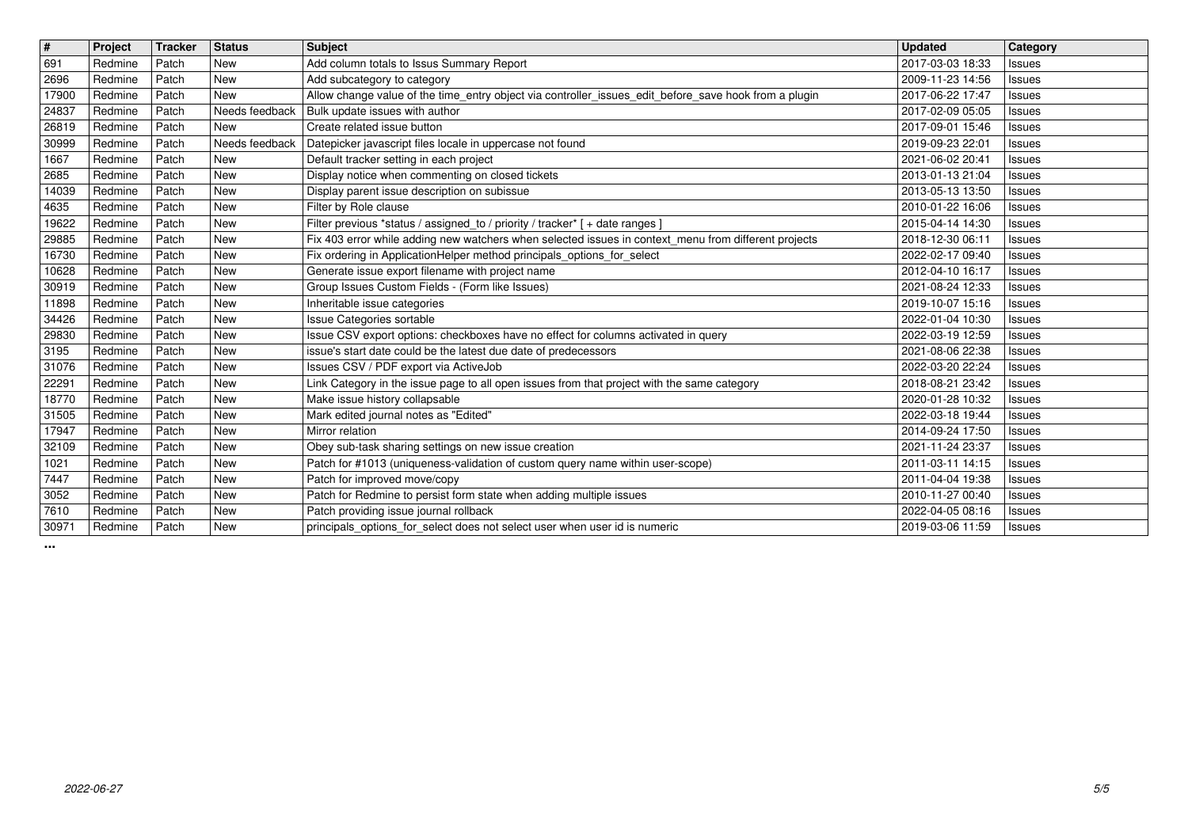| # | Project | Tracker | Status | Subject | Updated | Category |
|---|---|---|---|---|---|---|
| 691 | Redmine | Patch | New | Add column totals to Issus Summary Report | 2017-03-03 18:33 | Issues |
| 2696 | Redmine | Patch | New | Add subcategory to category | 2009-11-23 14:56 | Issues |
| 17900 | Redmine | Patch | New | Allow change value of the time_entry object via controller_issues_edit_before_save hook from a plugin | 2017-06-22 17:47 | Issues |
| 24837 | Redmine | Patch | Needs feedback | Bulk update issues with author | 2017-02-09 05:05 | Issues |
| 26819 | Redmine | Patch | New | Create related issue button | 2017-09-01 15:46 | Issues |
| 30999 | Redmine | Patch | Needs feedback | Datepicker javascript files locale in uppercase not found | 2019-09-23 22:01 | Issues |
| 1667 | Redmine | Patch | New | Default tracker setting in each project | 2021-06-02 20:41 | Issues |
| 2685 | Redmine | Patch | New | Display notice when commenting on closed tickets | 2013-01-13 21:04 | Issues |
| 14039 | Redmine | Patch | New | Display parent issue description on subissue | 2013-05-13 13:50 | Issues |
| 4635 | Redmine | Patch | New | Filter by Role clause | 2010-01-22 16:06 | Issues |
| 19622 | Redmine | Patch | New | Filter previous *status / assigned_to / priority / tracker* [ + date ranges ] | 2015-04-14 14:30 | Issues |
| 29885 | Redmine | Patch | New | Fix 403 error while adding new watchers when selected issues in context_menu from different projects | 2018-12-30 06:11 | Issues |
| 16730 | Redmine | Patch | New | Fix ordering in ApplicationHelper method principals_options_for_select | 2022-02-17 09:40 | Issues |
| 10628 | Redmine | Patch | New | Generate issue export filename with project name | 2012-04-10 16:17 | Issues |
| 30919 | Redmine | Patch | New | Group Issues Custom Fields - (Form like Issues) | 2021-08-24 12:33 | Issues |
| 11898 | Redmine | Patch | New | Inheritable issue categories | 2019-10-07 15:16 | Issues |
| 34426 | Redmine | Patch | New | Issue Categories sortable | 2022-01-04 10:30 | Issues |
| 29830 | Redmine | Patch | New | Issue CSV export options: checkboxes have no effect for columns activated in query | 2022-03-19 12:59 | Issues |
| 3195 | Redmine | Patch | New | issue's start date could be the latest due date of predecessors | 2021-08-06 22:38 | Issues |
| 31076 | Redmine | Patch | New | Issues CSV / PDF export via ActiveJob | 2022-03-20 22:24 | Issues |
| 22291 | Redmine | Patch | New | Link Category in the issue page to all open issues from that project with the same category | 2018-08-21 23:42 | Issues |
| 18770 | Redmine | Patch | New | Make issue history collapsable | 2020-01-28 10:32 | Issues |
| 31505 | Redmine | Patch | New | Mark edited journal notes as "Edited" | 2022-03-18 19:44 | Issues |
| 17947 | Redmine | Patch | New | Mirror relation | 2014-09-24 17:50 | Issues |
| 32109 | Redmine | Patch | New | Obey sub-task sharing settings on new issue creation | 2021-11-24 23:37 | Issues |
| 1021 | Redmine | Patch | New | Patch for #1013 (uniqueness-validation of custom query name within user-scope) | 2011-03-11 14:15 | Issues |
| 7447 | Redmine | Patch | New | Patch for improved move/copy | 2011-04-04 19:38 | Issues |
| 3052 | Redmine | Patch | New | Patch for Redmine to persist form state when adding multiple issues | 2010-11-27 00:40 | Issues |
| 7610 | Redmine | Patch | New | Patch providing issue journal rollback | 2022-04-05 08:16 | Issues |
| 30971 | Redmine | Patch | New | principals_options_for_select does not select user when user id is numeric | 2019-03-06 11:59 | Issues |

...

2022-06-27